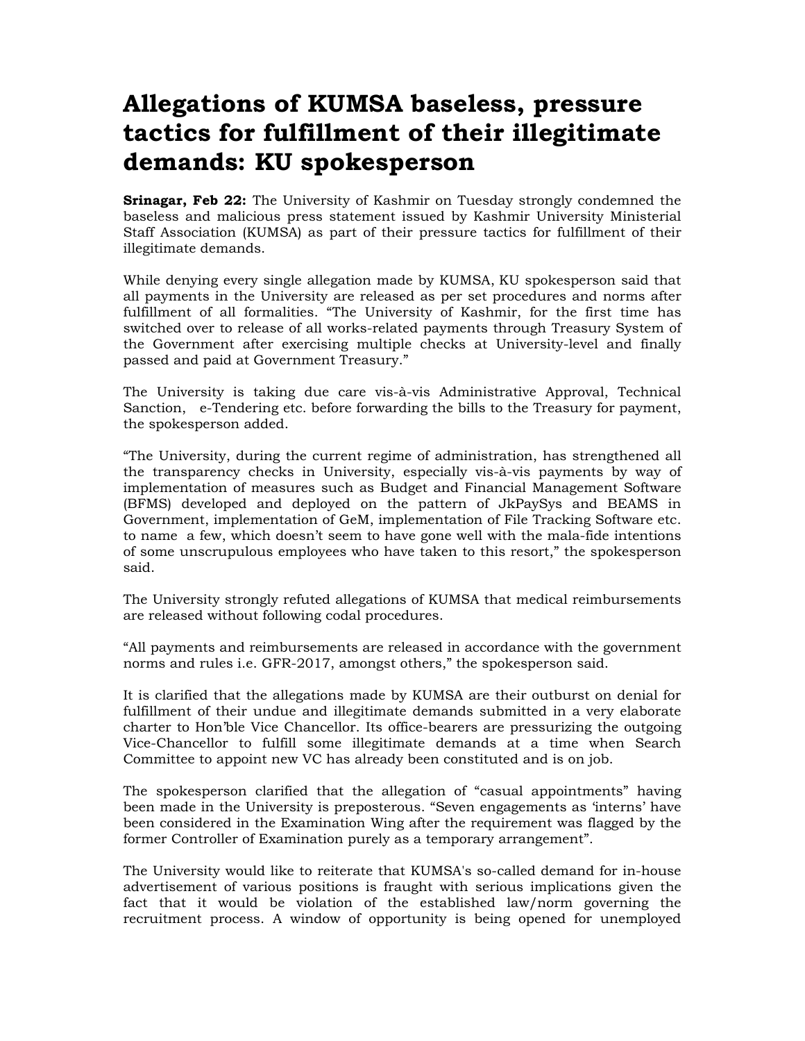# Allegations of KUMSA baseless, pressure tactics for fulfillment of their illegitimate demands: KU spokesperson

**Srinagar, Feb 22:** The University of Kashmir on Tuesday strongly condemned the baseless and malicious press statement issued by Kashmir University Ministerial Staff Association (KUMSA) as part of their pressure tactics for fulfillment of their illegitimate demands.

While denying every single allegation made by KUMSA, KU spokesperson said that all payments in the University are released as per set procedures and norms after fulfillment of all formalities. "The University of Kashmir, for the first time has switched over to release of all works-related payments through Treasury System of the Government after exercising multiple checks at University-level and finally passed and paid at Government Treasury."

The University is taking due care vis-à-vis Administrative Approval, Technical Sanction, e-Tendering etc. before forwarding the bills to the Treasury for payment, the spokesperson added.

"The University, during the current regime of administration, has strengthened all the transparency checks in University, especially vis-à-vis payments by way of implementation of measures such as Budget and Financial Management Software (BFMS) developed and deployed on the pattern of JkPaySys and BEAMS in Government, implementation of GeM, implementation of File Tracking Software etc. to name a few, which doesn't seem to have gone well with the mala-fide intentions of some unscrupulous employees who have taken to this resort," the spokesperson said.

The University strongly refuted allegations of KUMSA that medical reimbursements are released without following codal procedures.

"All payments and reimbursements are released in accordance with the government norms and rules i.e. GFR-2017, amongst others," the spokesperson said.

It is clarified that the allegations made by KUMSA are their outburst on denial for fulfillment of their undue and illegitimate demands submitted in a very elaborate charter to Hon'ble Vice Chancellor. Its office-bearers are pressurizing the outgoing Vice-Chancellor to fulfill some illegitimate demands at a time when Search Committee to appoint new VC has already been constituted and is on job.

The spokesperson clarified that the allegation of "casual appointments" having been made in the University is preposterous. "Seven engagements as 'interns' have been considered in the Examination Wing after the requirement was flagged by the former Controller of Examination purely as a temporary arrangement".

The University would like to reiterate that KUMSA's so-called demand for in-house advertisement of various positions is fraught with serious implications given the fact that it would be violation of the established law/norm governing the recruitment process. A window of opportunity is being opened for unemployed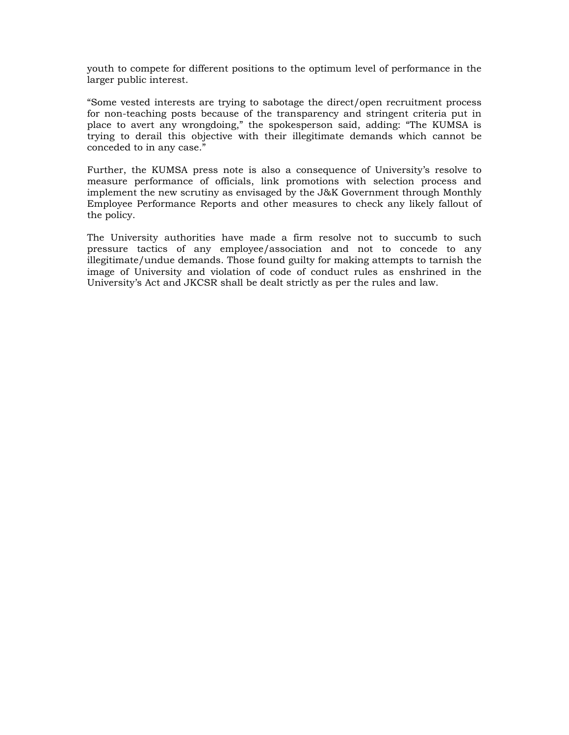youth to compete for different positions to the optimum level of performance in the larger public interest.

"Some vested interests are trying to sabotage the direct/open recruitment process for non-teaching posts because of the transparency and stringent criteria put in place to avert any wrongdoing," the spokesperson said, adding: "The KUMSA is trying to derail this objective with their illegitimate demands which cannot be conceded to in any case."

Further, the KUMSA press note is also a consequence of University's resolve to measure performance of officials, link promotions with selection process and implement the new scrutiny as envisaged by the J&K Government through Monthly Employee Performance Reports and other measures to check any likely fallout of the policy.

The University authorities have made a firm resolve not to succumb to such pressure tactics of any employee/association and not to concede to any illegitimate/undue demands. Those found guilty for making attempts to tarnish the image of University and violation of code of conduct rules as enshrined in the University's Act and JKCSR shall be dealt strictly as per the rules and law.